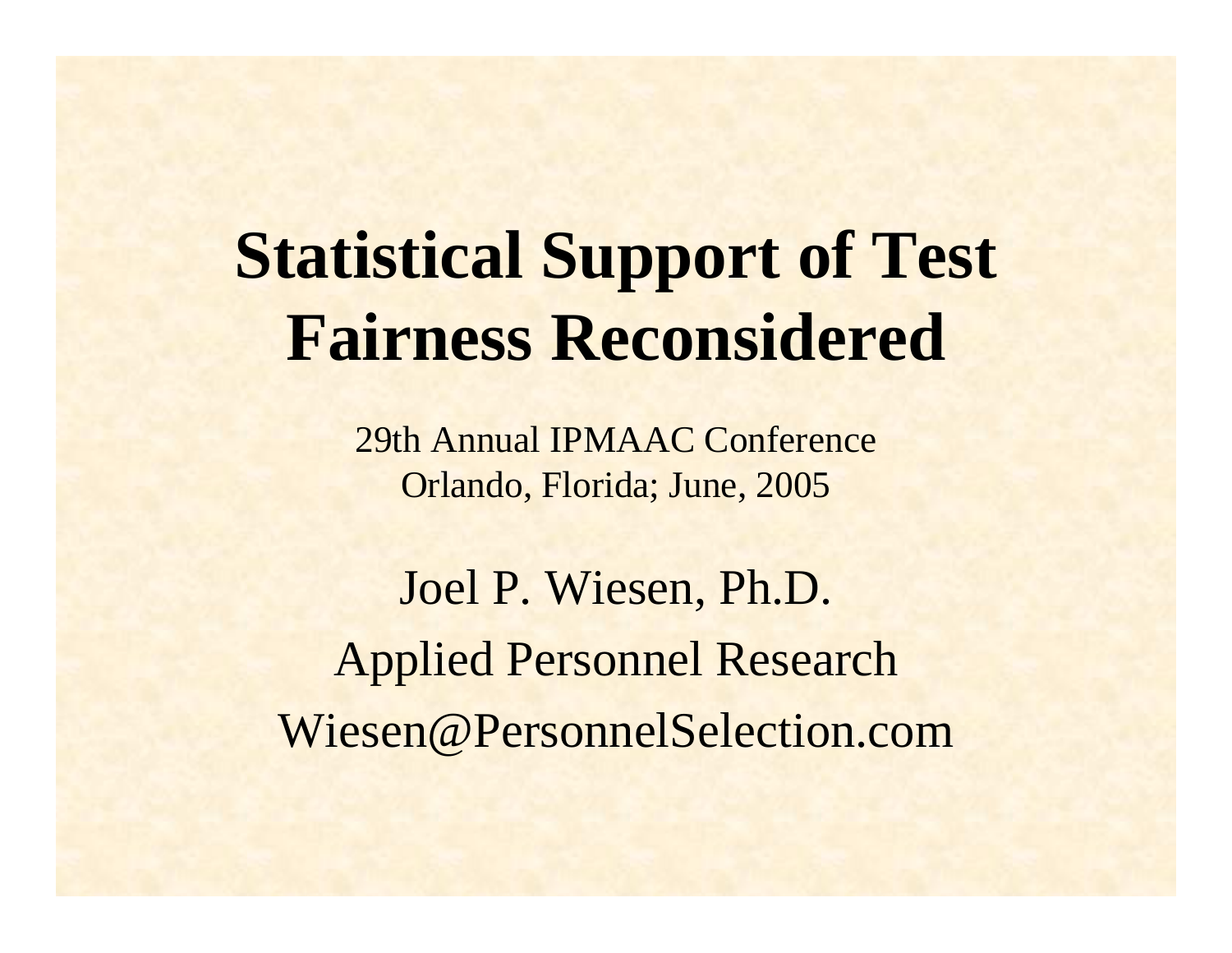# Statistical Support of Test Fairness Reconsidered

29th Annual IPMAAC Conference
Orlando, Florida; June, 2005

Joel P. Wiesen, Ph.D.

Applied Personnel Research

Wiesen@PersonnelSelection.com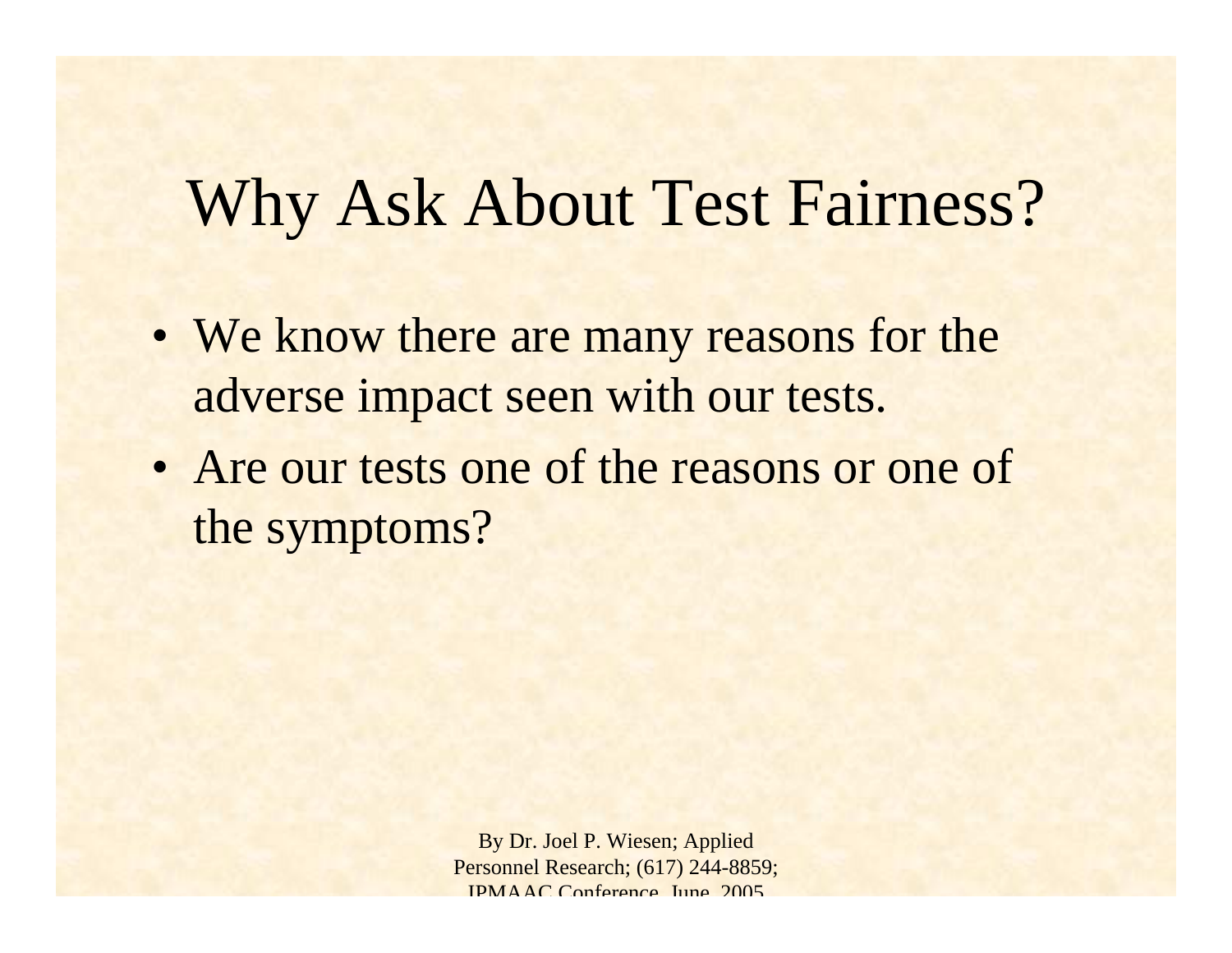# Why Ask About Test Fairness?

- We know there are many reasons for the adverse impact seen with our tests.
- Are our tests one of the reasons or one of the symptoms?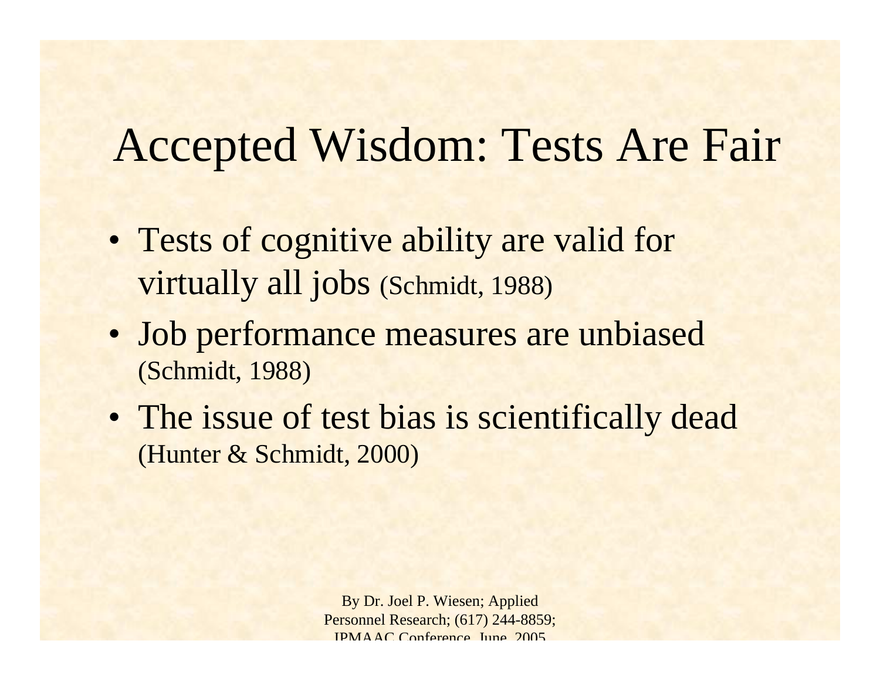# Accepted Wisdom: Tests Are Fair

- Tests of cognitive ability are valid for virtually all jobs (Schmidt, 1988)
- Job performance measures are unbiased (Schmidt, 1988)
- The issue of test bias is scientifically dead (Hunter & Schmidt, 2000)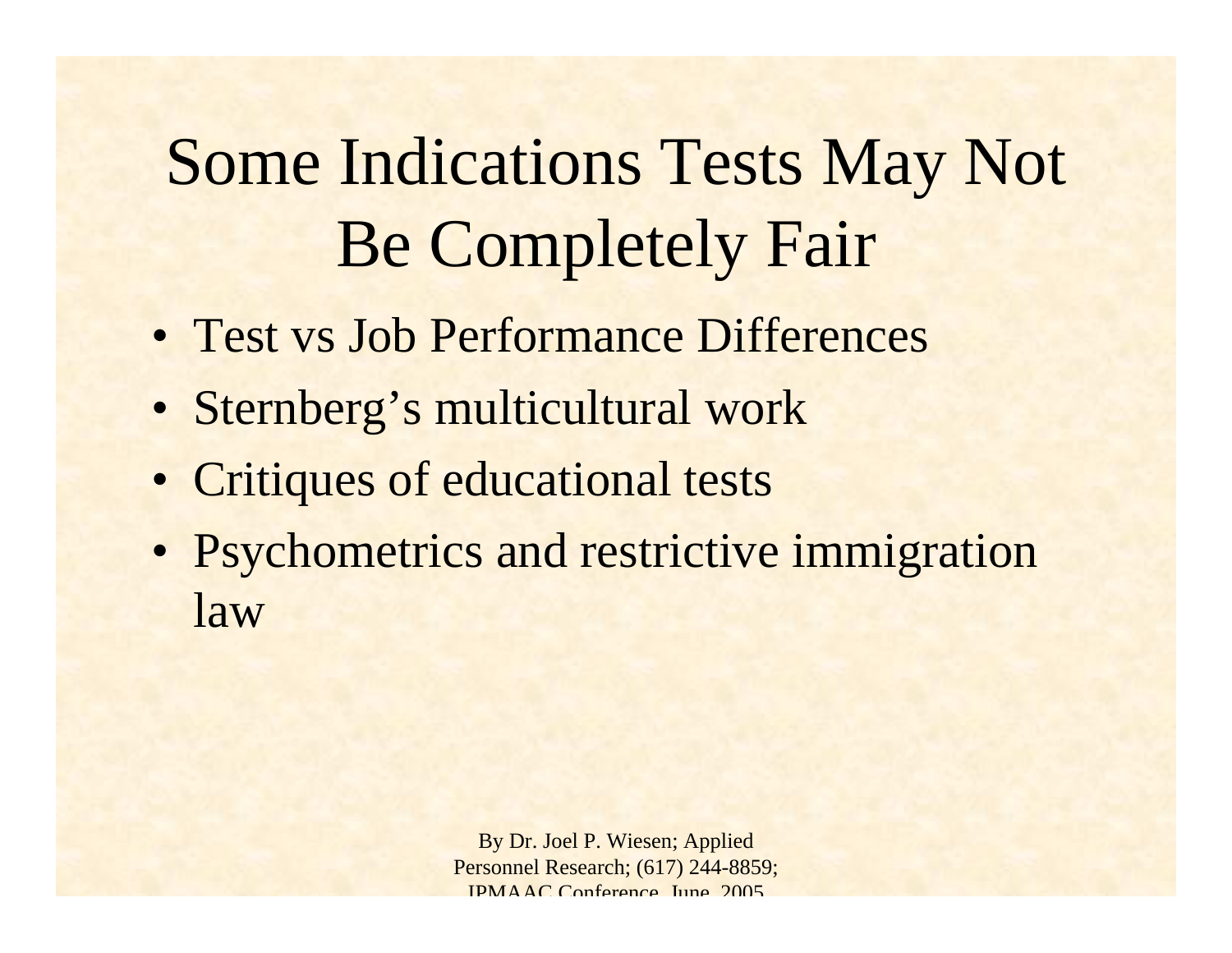# Some Indications Tests May Not Be Completely Fair

- Test vs Job Performance Differences
- Sternberg's multicultural work
- Critiques of educational tests
- Psychometrics and restrictive immigration law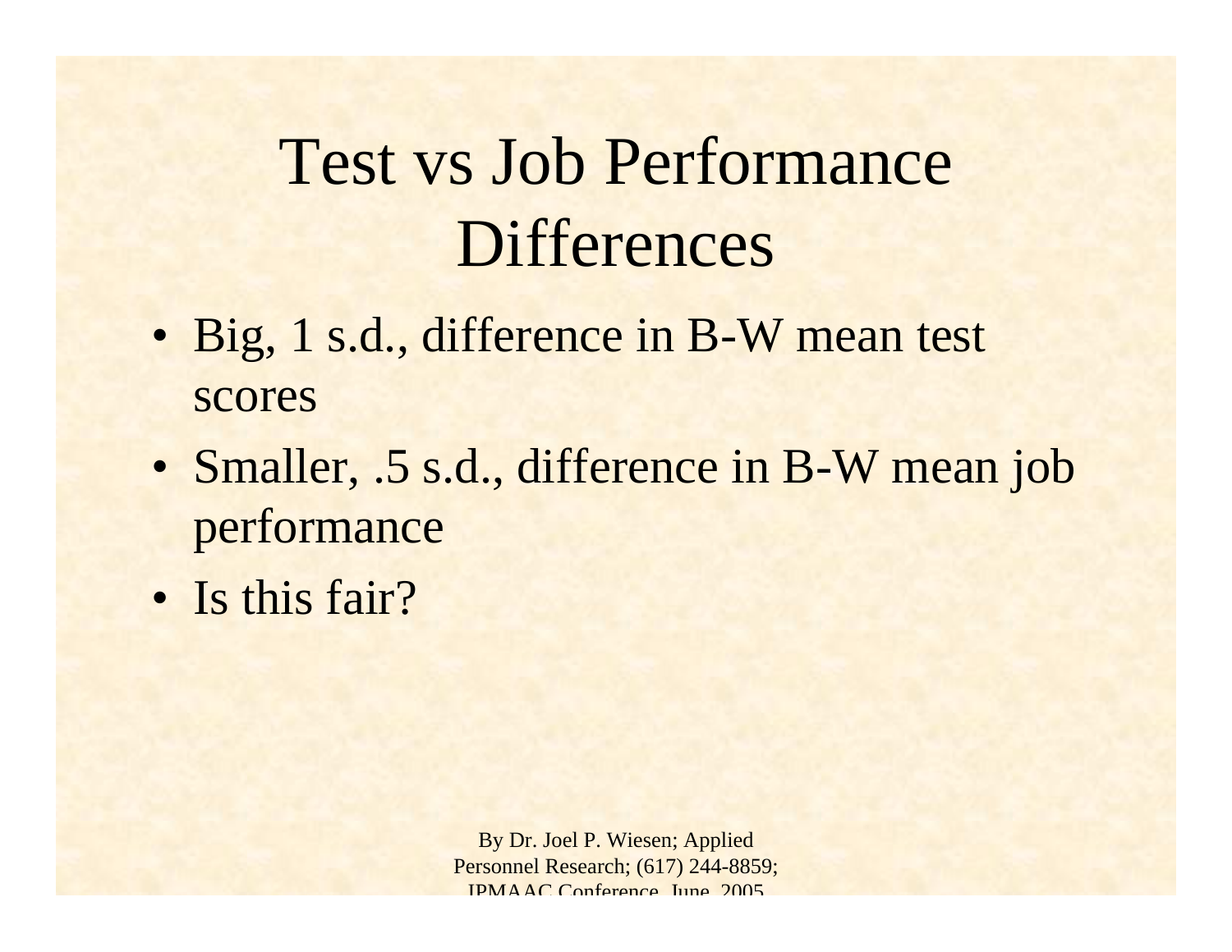# Test vs Job Performance Differences

- Big, 1 s.d., difference in B-W mean test scores
- Smaller, .5 s.d., difference in B-W mean job performance
- Is this fair?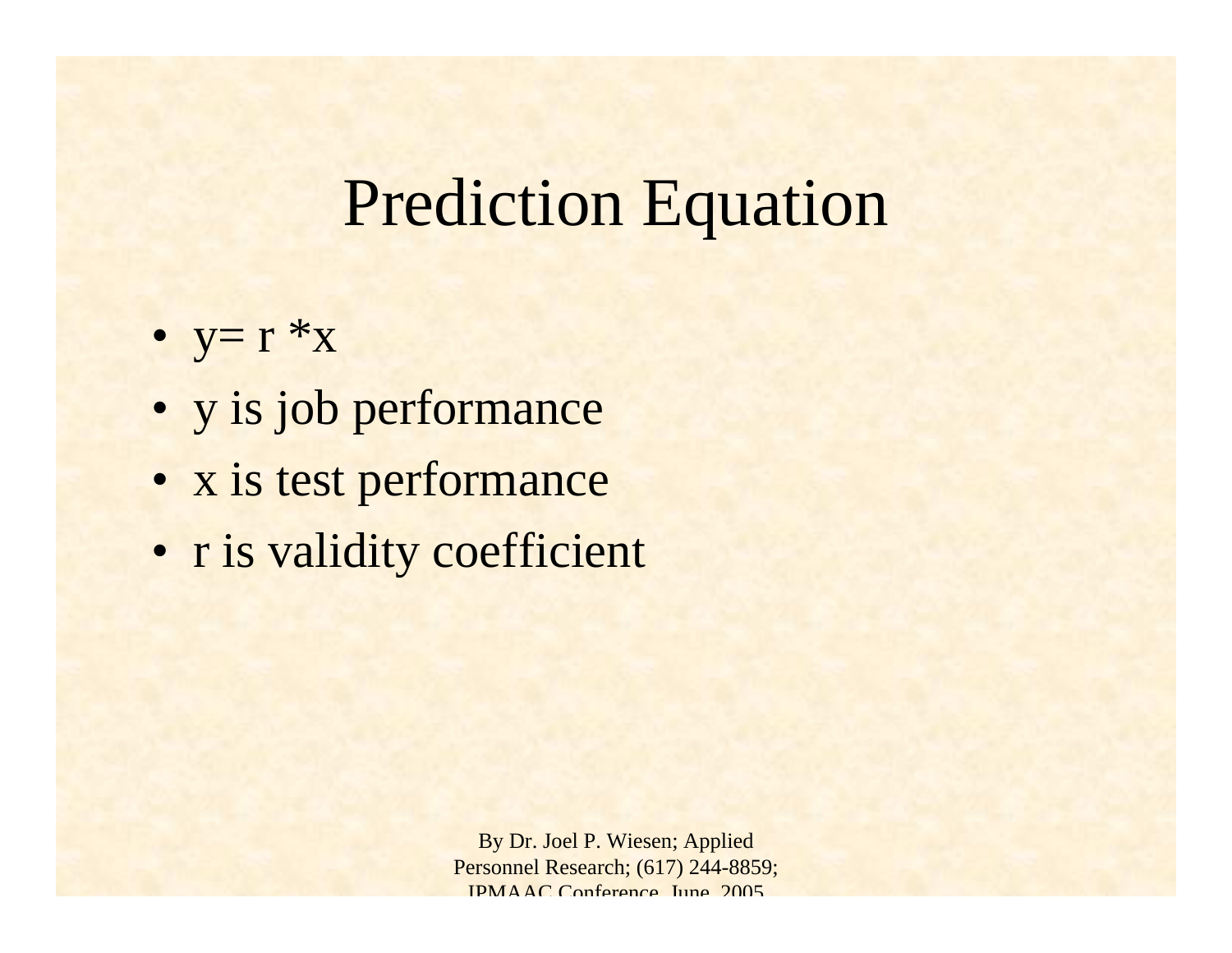# Prediction Equation

- $y = r * x$
- y is job performance
- x is test performance
- r is validity coefficient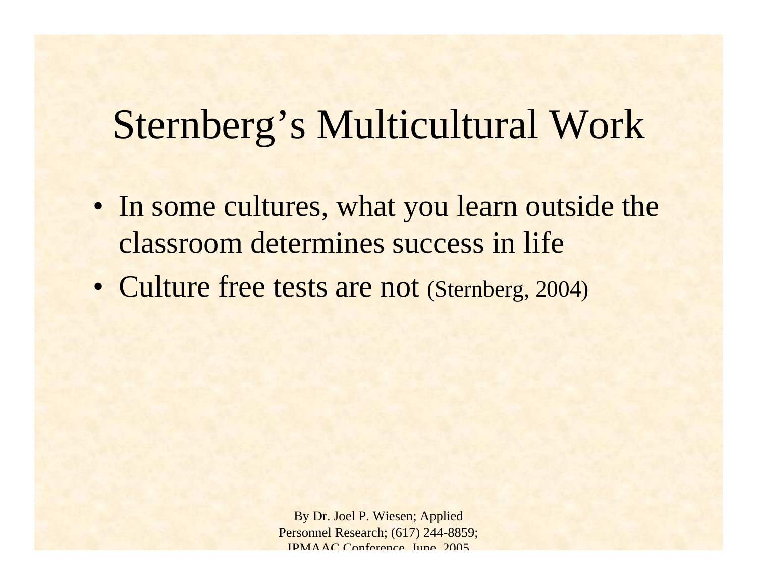# Sternberg's Multicultural Work

- In some cultures, what you learn outside the classroom determines success in life
- Culture free tests are not (Sternberg, 2004)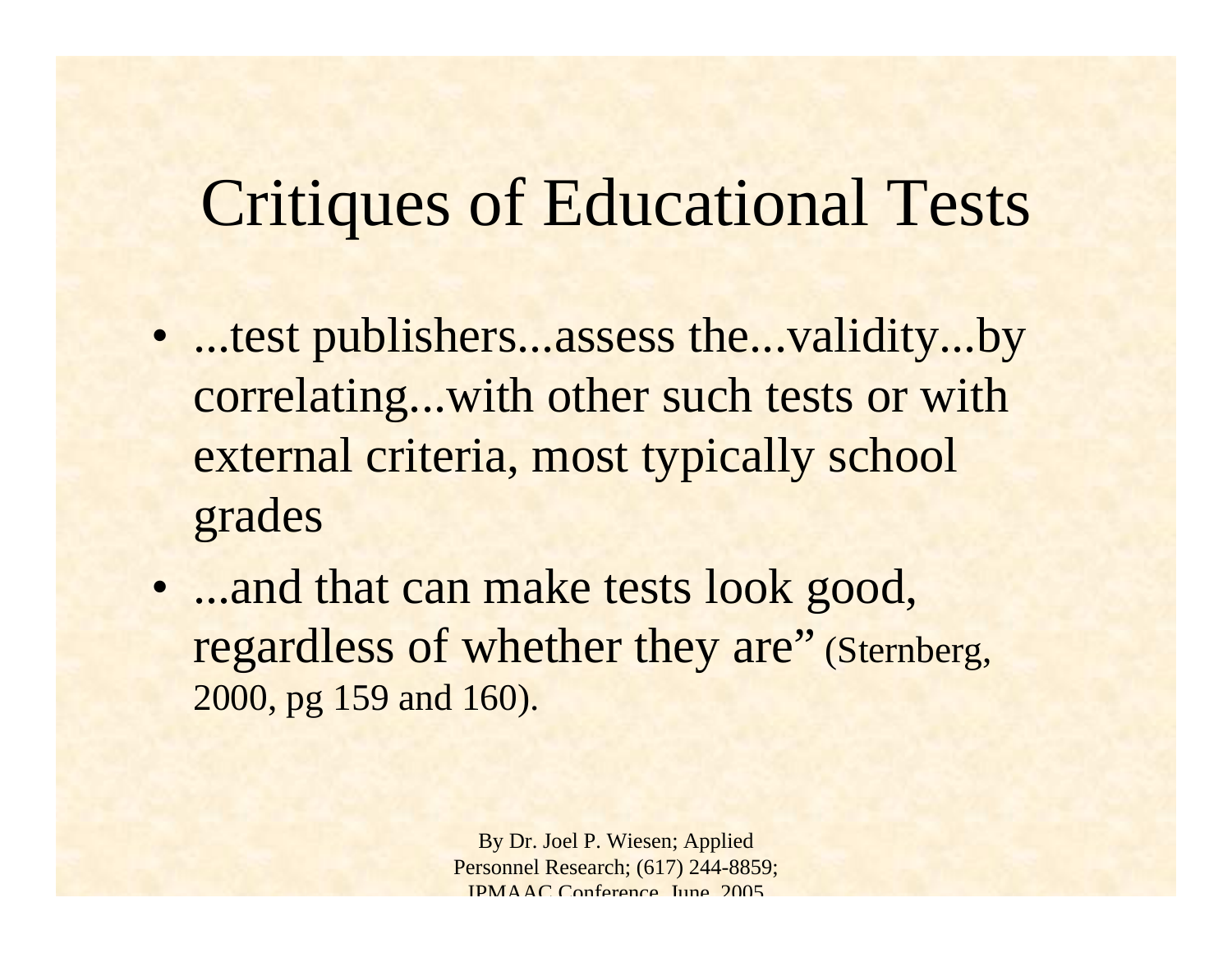# Critiques of Educational Tests

- ...test publishers...assess the...validity...by correlating...with other such tests or with external criteria, most typically school grades
- ...and that can make tests look good, regardless of whether they are" (Sternberg, 2000, pg 159 and 160).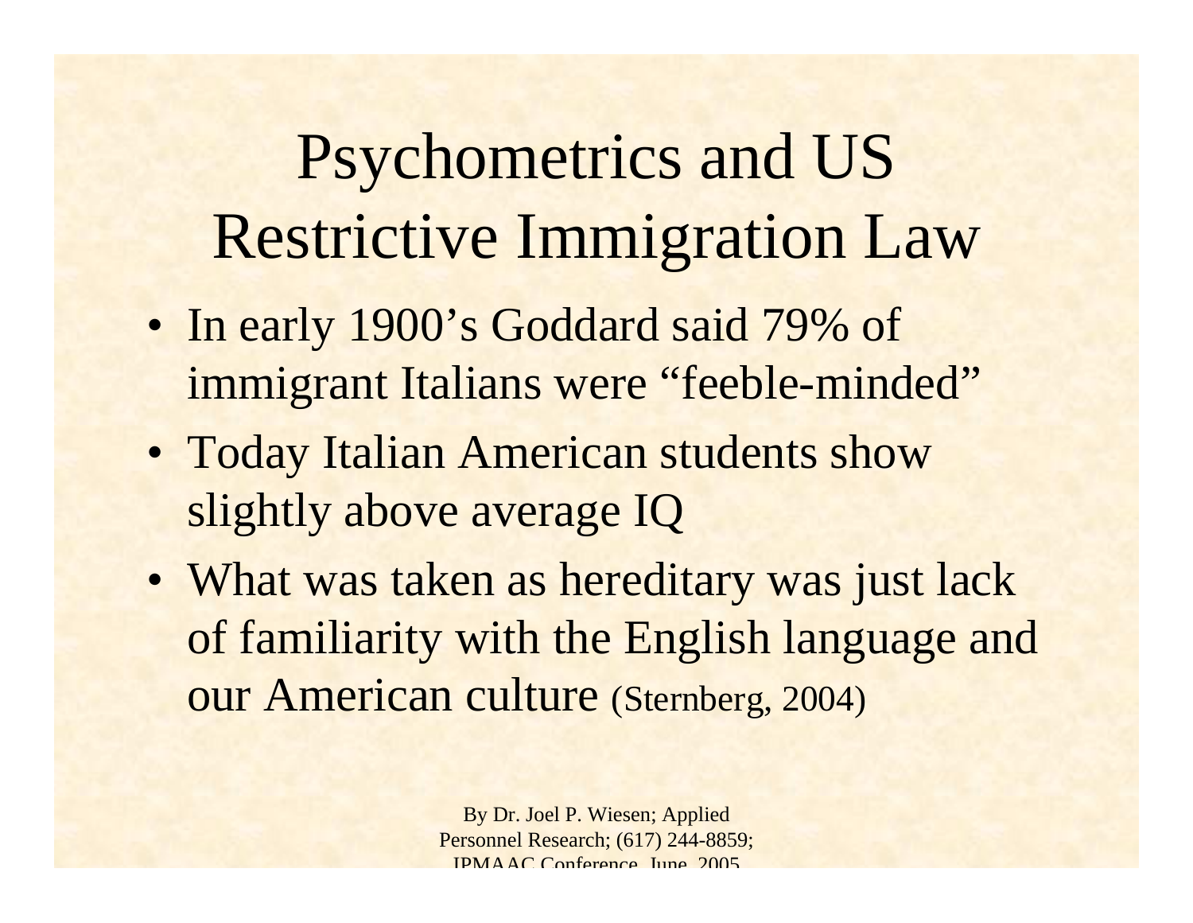# Psychometrics and US Restrictive Immigration Law

- In early 1900's Goddard said 79% of immigrant Italians were "feeble-minded"
- Today Italian American students show slightly above average IQ
- What was taken as hereditary was just lack of familiarity with the English language and our American culture (Sternberg, 2004)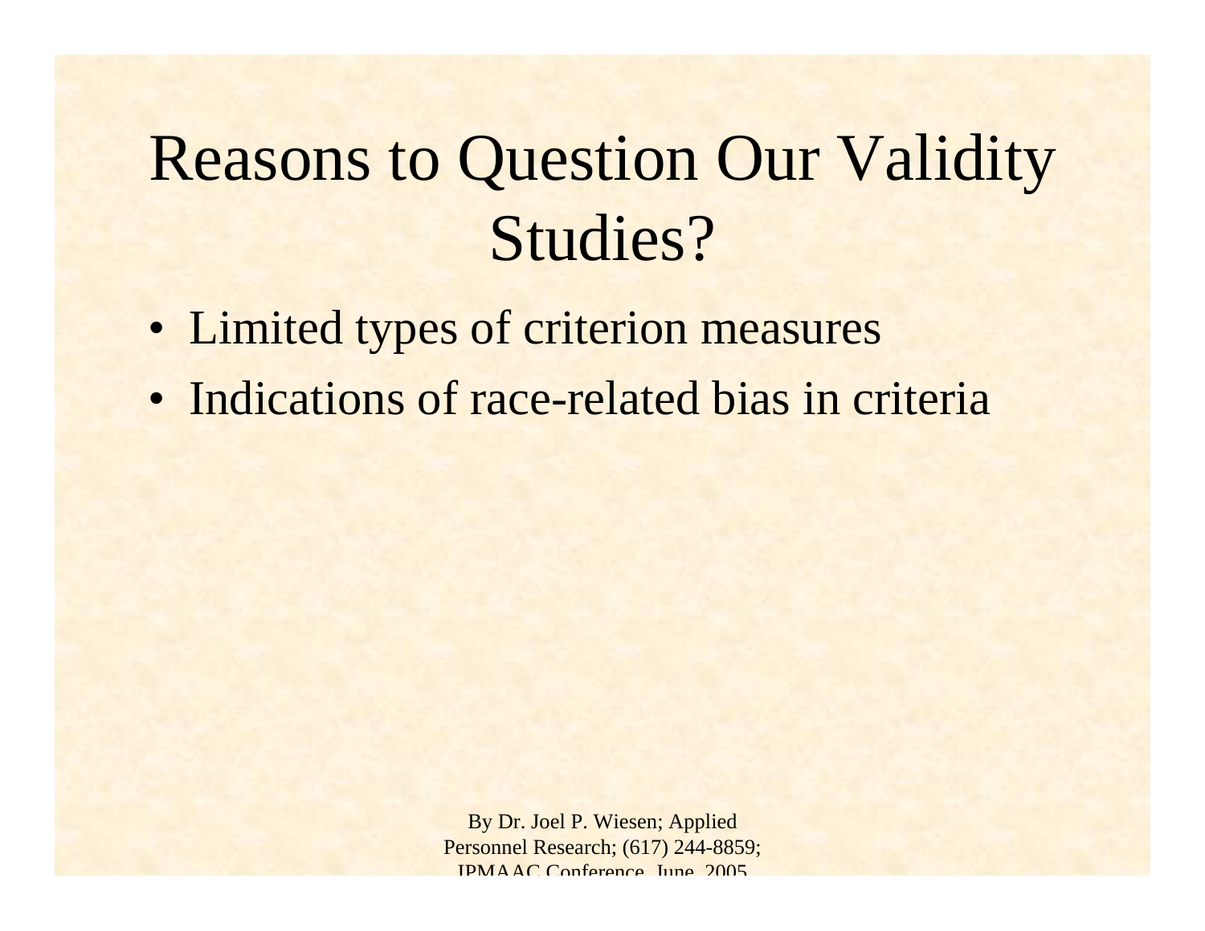# Reasons to Question Our Validity Studies?

- Limited types of criterion measures
- Indications of race-related bias in criteria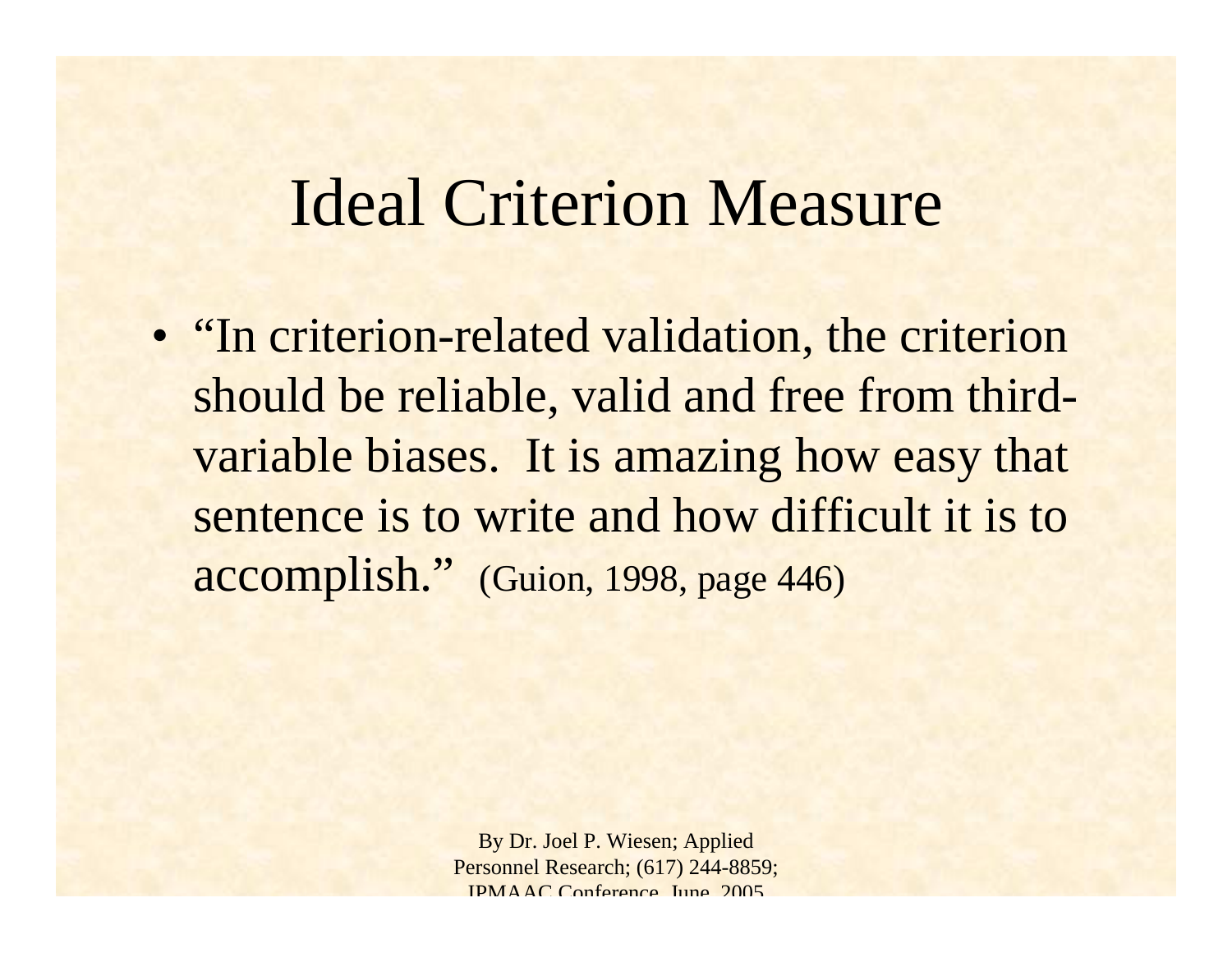# Ideal Criterion Measure

- "In criterion-related validation, the criterion should be reliable, valid and free from third-variable biases. It is amazing how easy that sentence is to write and how difficult it is to accomplish." (Guion, 1998, page 446)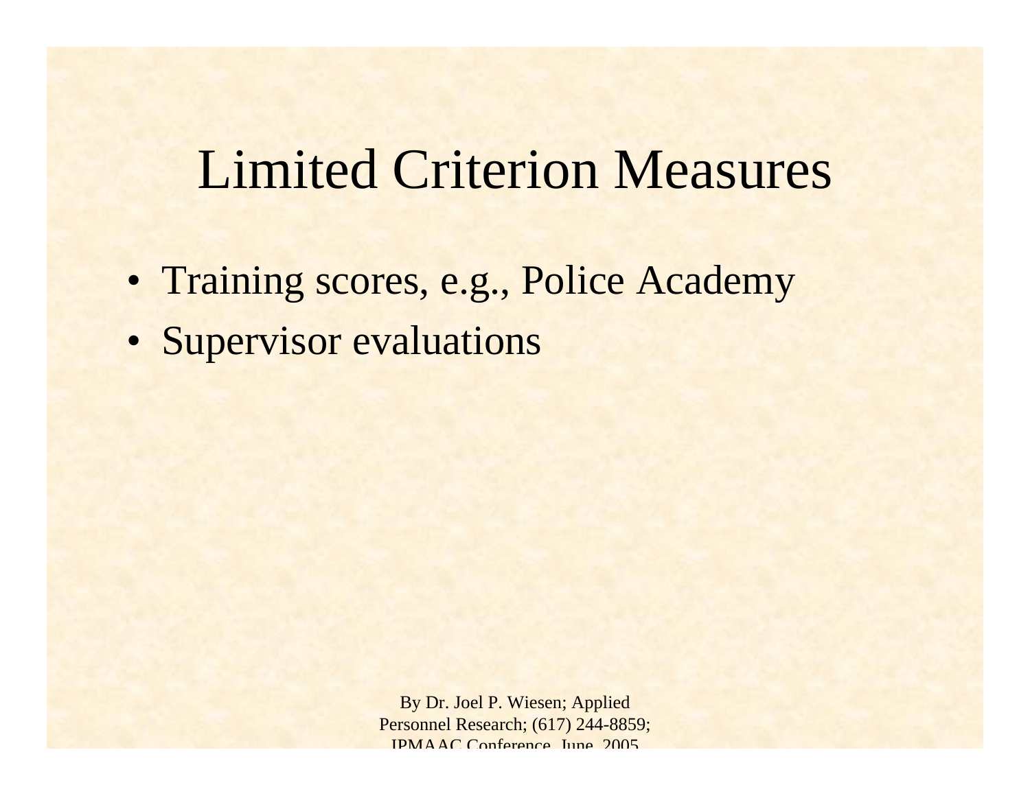# Limited Criterion Measures

- Training scores, e.g., Police Academy
- Supervisor evaluations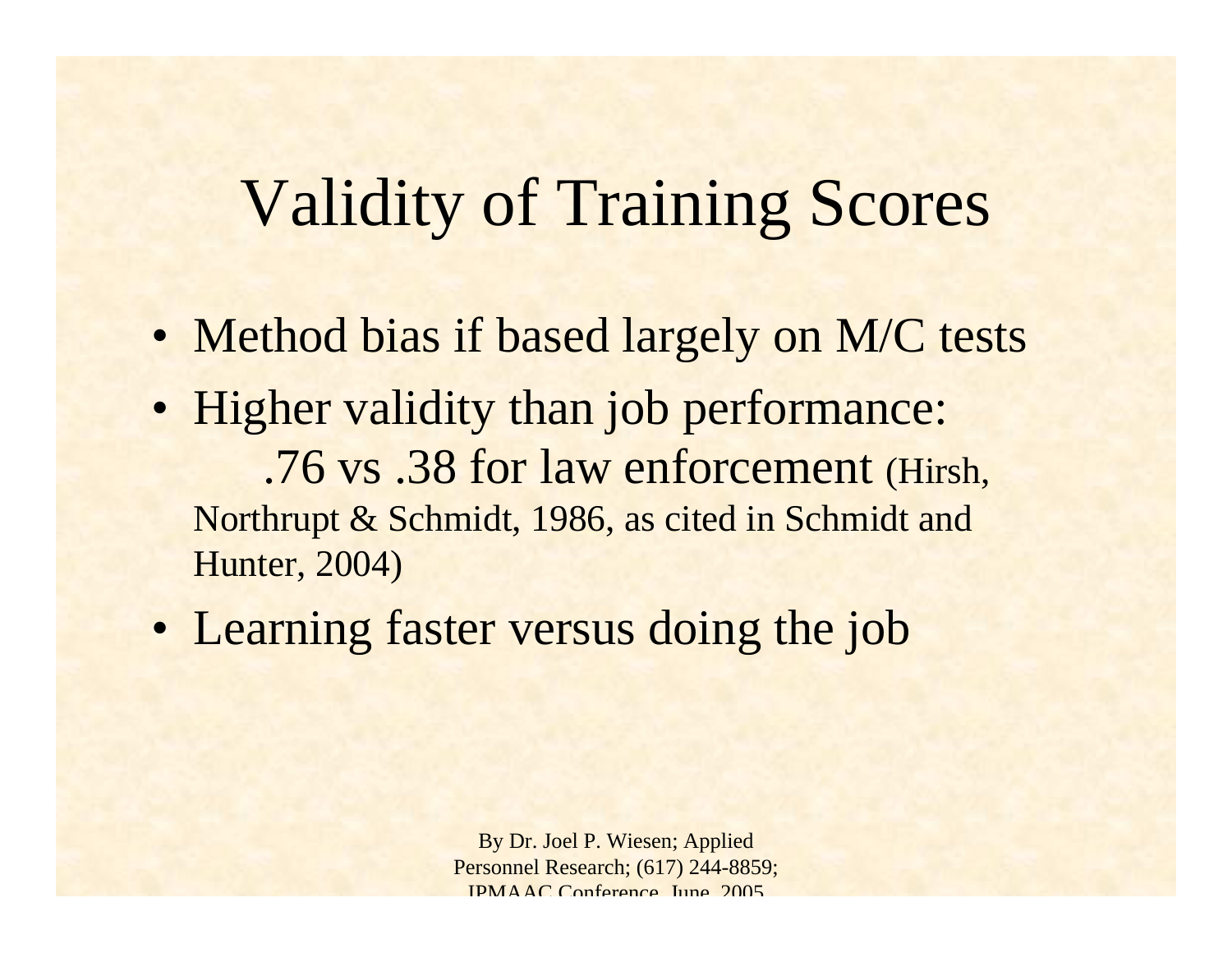# Validity of Training Scores

- Method bias if based largely on M/C tests
- Higher validity than job performance:
  .76 vs .38 for law enforcement (Hirsh, Northrupt & Schmidt, 1986, as cited in Schmidt and Hunter, 2004)
- Learning faster versus doing the job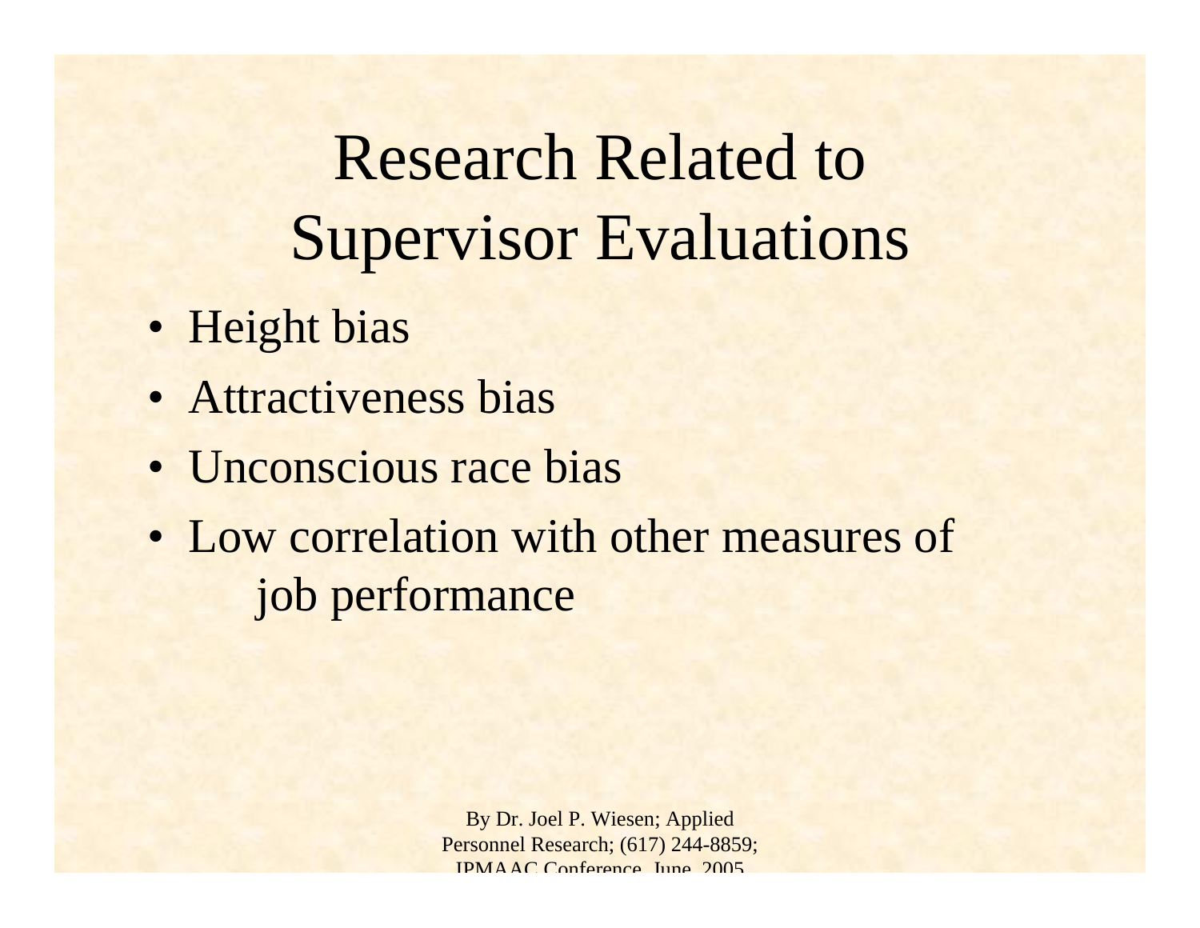# Research Related to Supervisor Evaluations

- Height bias
- Attractiveness bias
- Unconscious race bias
- Low correlation with other measures of job performance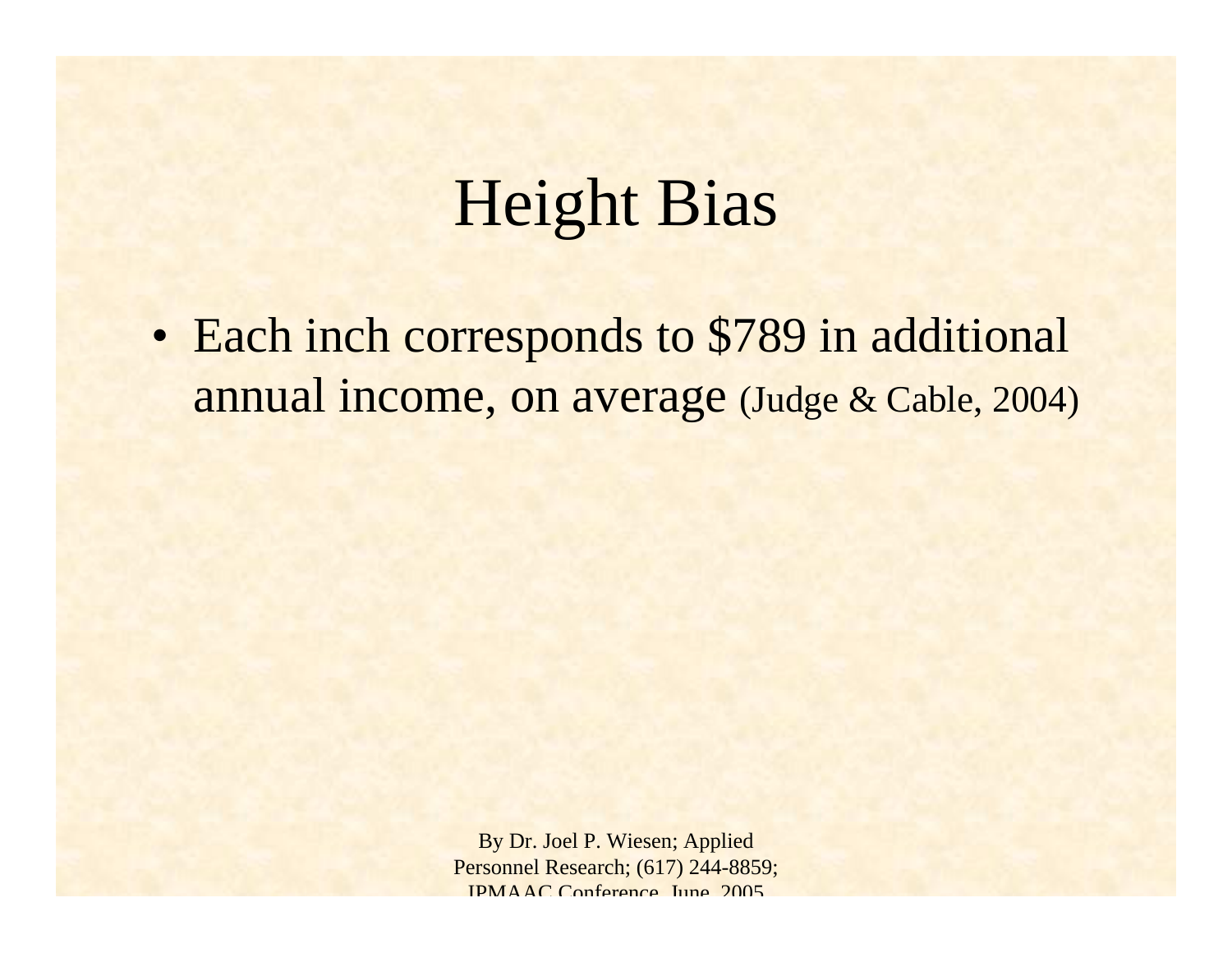# Height Bias

- Each inch corresponds to $789 in additional annual income, on average (Judge & Cable, 2004)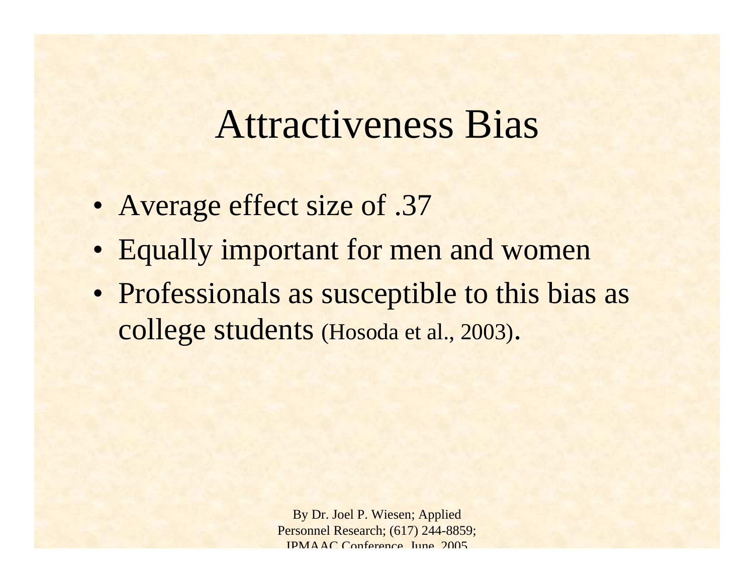# Attractiveness Bias

- Average effect size of .37
- Equally important for men and women
- Professionals as susceptible to this bias as college students (Hosoda et al., 2003).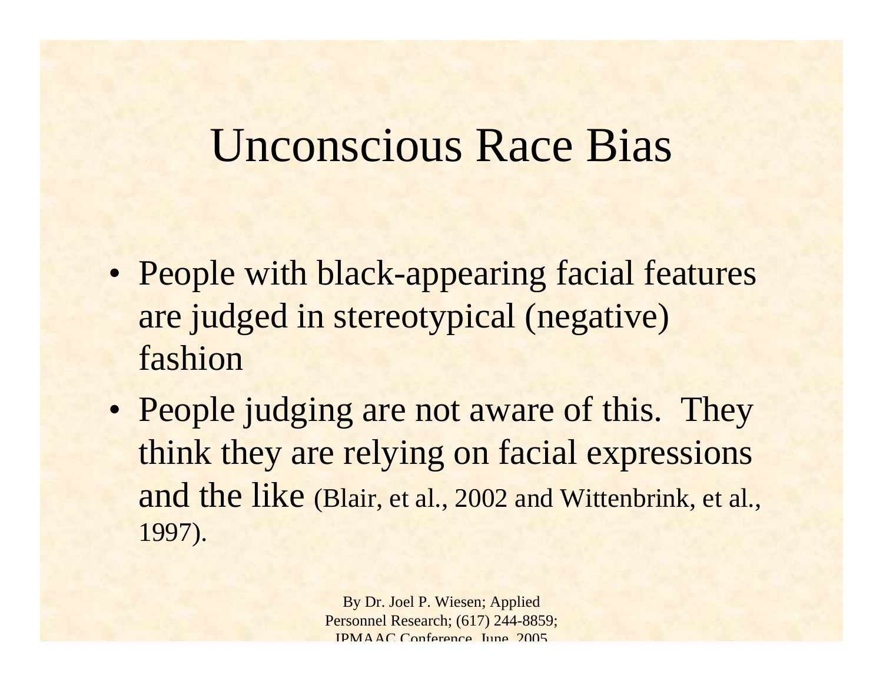# Unconscious Race Bias

- People with black-appearing facial features are judged in stereotypical (negative) fashion
- People judging are not aware of this. They think they are relying on facial expressions and the like (Blair, et al., 2002 and Wittenbrink, et al., 1997).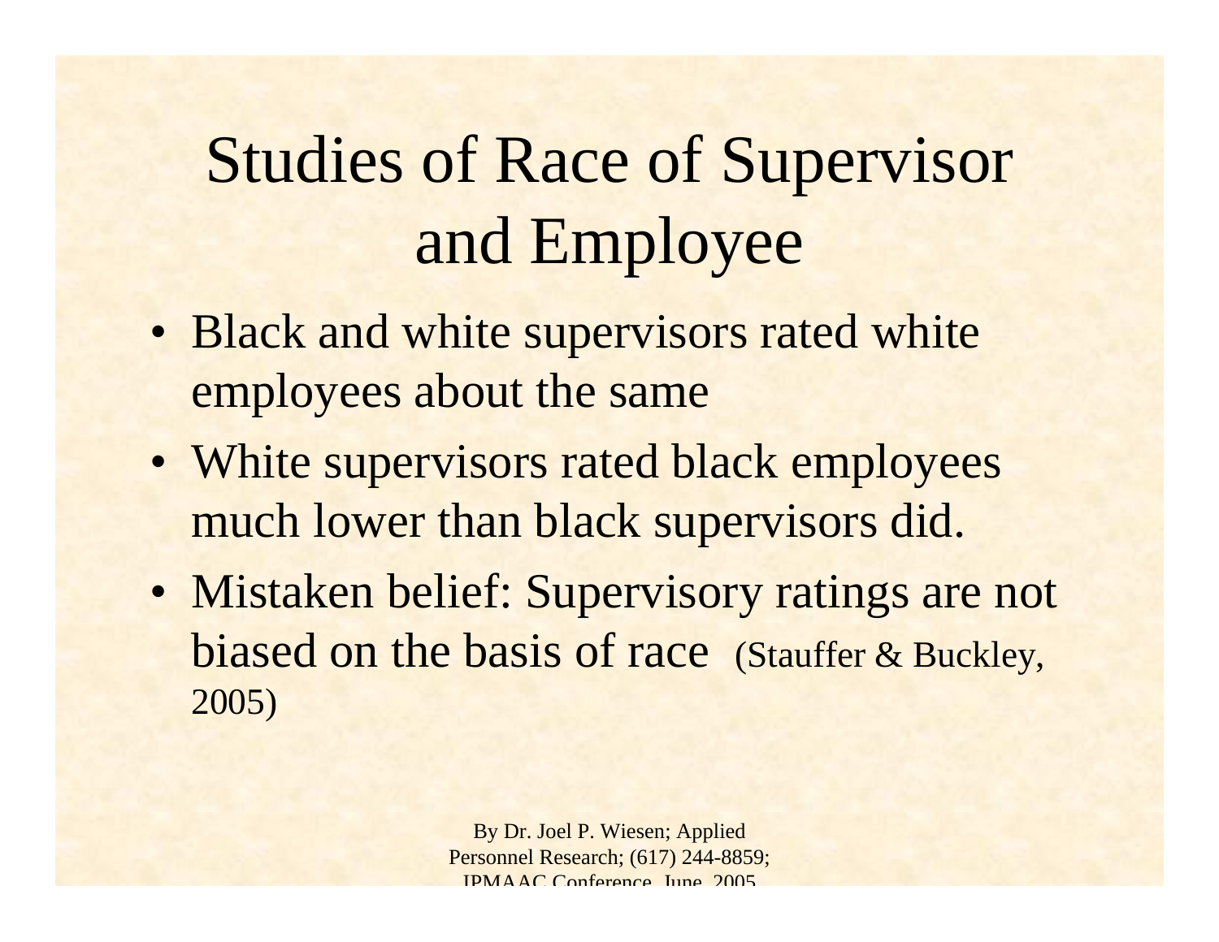# Studies of Race of Supervisor and Employee

- Black and white supervisors rated white employees about the same
- White supervisors rated black employees much lower than black supervisors did.
- Mistaken belief: Supervisory ratings are not biased on the basis of race (Stauffer & Buckley, 2005)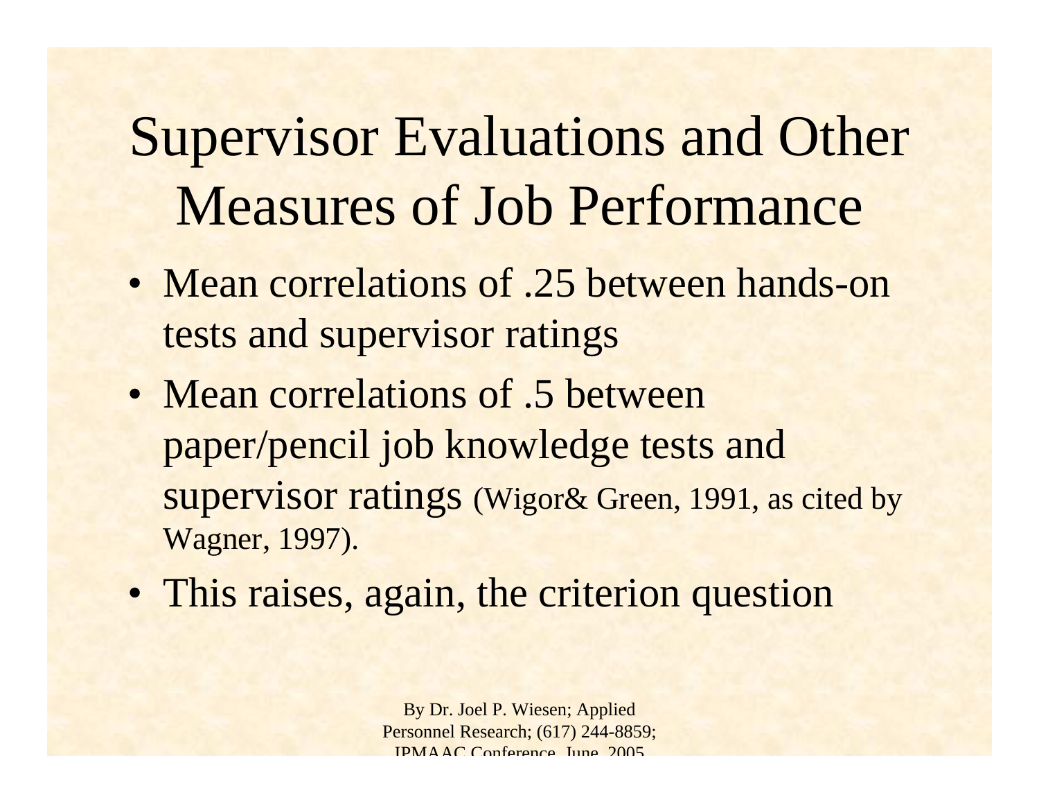# Supervisor Evaluations and Other Measures of Job Performance

- Mean correlations of .25 between hands-on tests and supervisor ratings
- Mean correlations of .5 between paper/pencil job knowledge tests and supervisor ratings (Wigor& Green, 1991, as cited by Wagner, 1997).
- This raises, again, the criterion question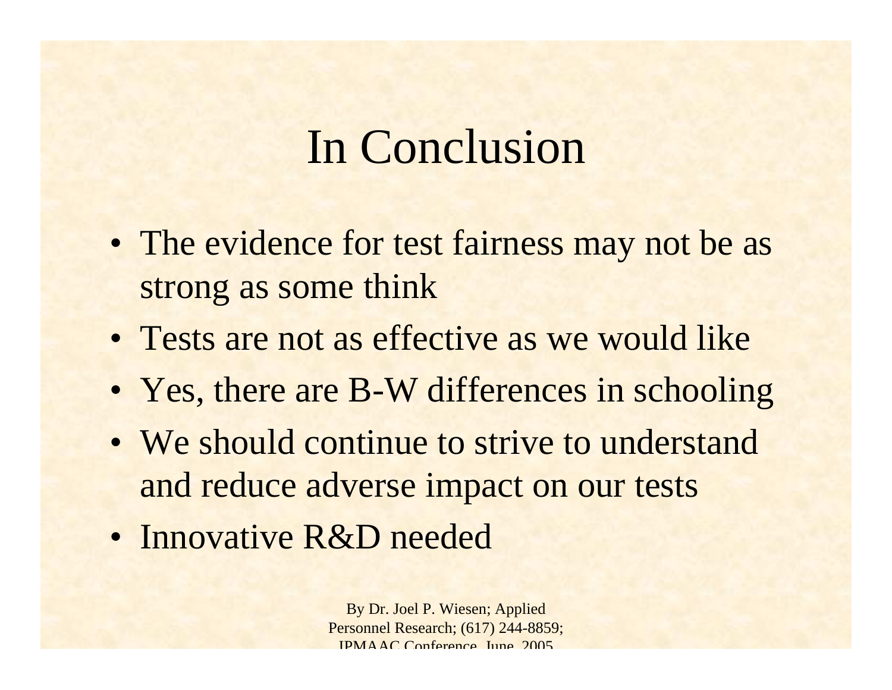# In Conclusion

- The evidence for test fairness may not be as strong as some think
- Tests are not as effective as we would like
- Yes, there are B-W differences in schooling
- We should continue to strive to understand and reduce adverse impact on our tests
- Innovative R&D needed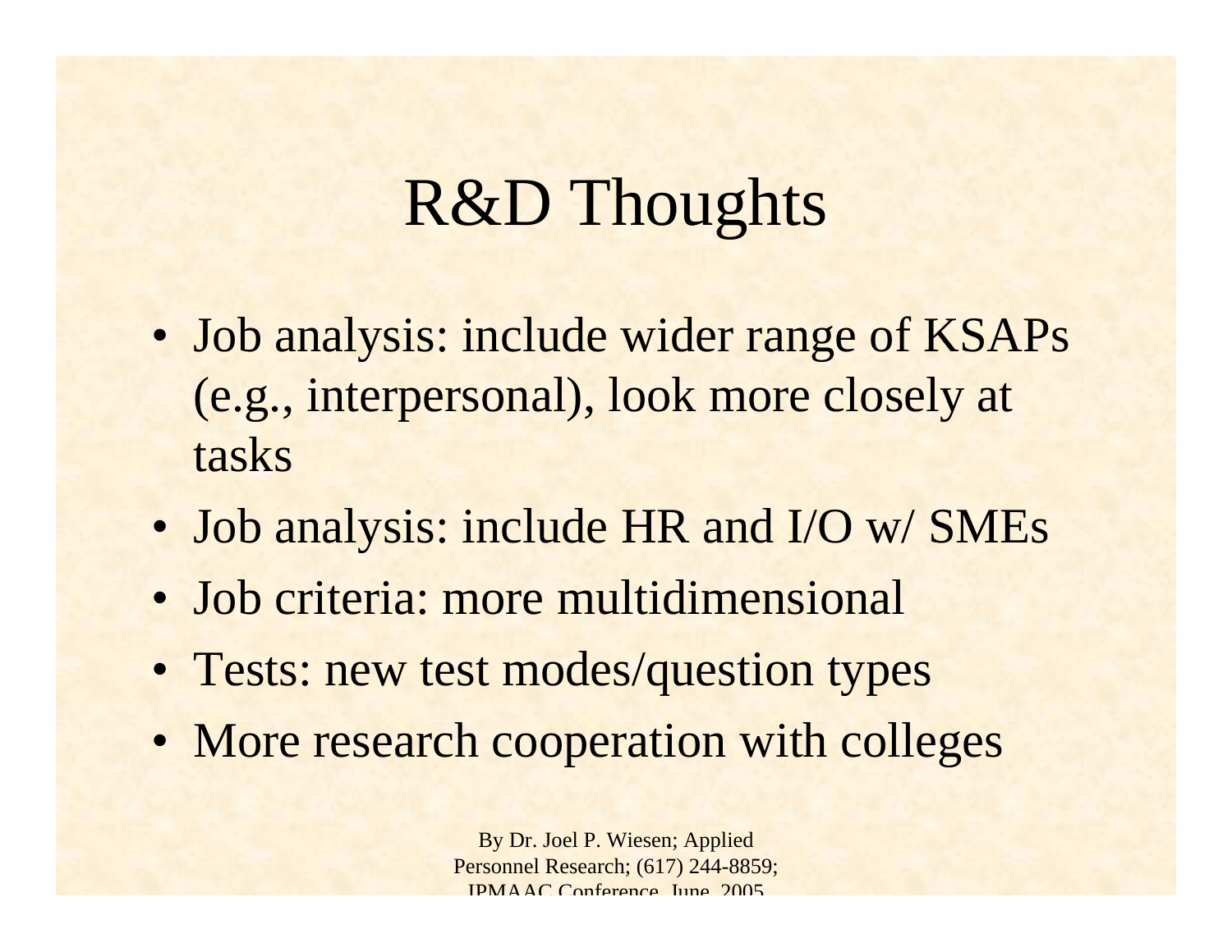# R&D Thoughts

- Job analysis: include wider range of KSAPs (e.g., interpersonal), look more closely at tasks
- Job analysis: include HR and I/O w/ SMEs
- Job criteria: more multidimensional
- Tests: new test modes/question types
- More research cooperation with colleges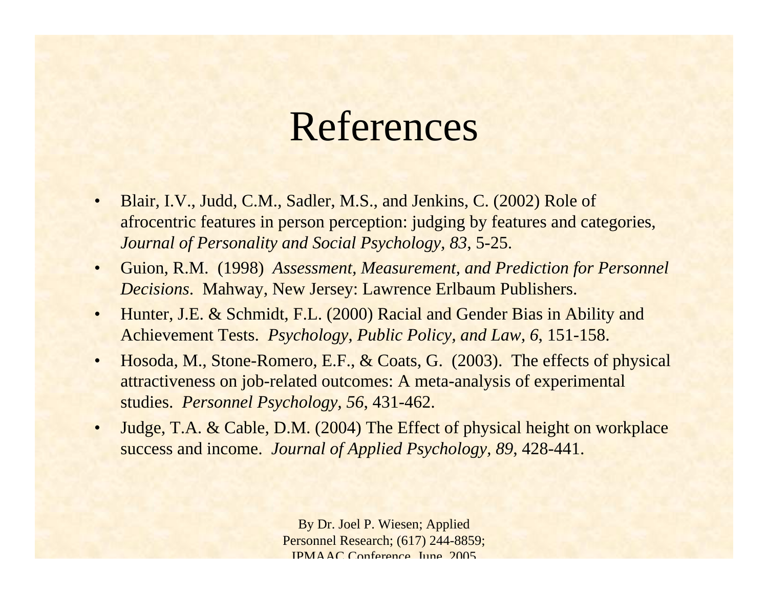# References

- Blair, I.V., Judd, C.M., Sadler, M.S., and Jenkins, C. (2002) Role of afrocentric features in person perception: judging by features and categories, *Journal of Personality and Social Psychology, 83*, 5-25.
- Guion, R.M. (1998) *Assessment, Measurement, and Prediction for Personnel Decisions*. Mahway, New Jersey: Lawrence Erlbaum Publishers.
- Hunter, J.E. & Schmidt, F.L. (2000) Racial and Gender Bias in Ability and Achievement Tests. *Psychology, Public Policy, and Law, 6*, 151-158.
- Hosoda, M., Stone-Romero, E.F., & Coats, G. (2003). The effects of physical attractiveness on job-related outcomes: A meta-analysis of experimental studies. *Personnel Psychology, 56*, 431-462.
- Judge, T.A. & Cable, D.M. (2004) The Effect of physical height on workplace success and income. *Journal of Applied Psychology, 89*, 428-441.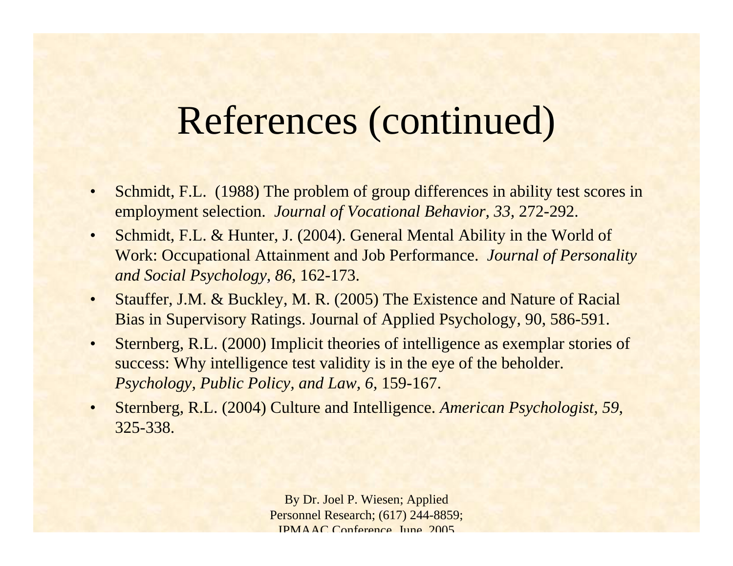# References (continued)

- Schmidt, F.L. (1988) The problem of group differences in ability test scores in employment selection. *Journal of Vocational Behavior, 33,* 272-292.
- Schmidt, F.L. & Hunter, J. (2004). General Mental Ability in the World of Work: Occupational Attainment and Job Performance. *Journal of Personality and Social Psychology, 86,* 162-173.
- Stauffer, J.M. & Buckley, M. R. (2005) The Existence and Nature of Racial Bias in Supervisory Ratings. Journal of Applied Psychology, 90, 586-591.
- Sternberg, R.L. (2000) Implicit theories of intelligence as exemplar stories of success: Why intelligence test validity is in the eye of the beholder. *Psychology, Public Policy, and Law, 6,* 159-167.
- Sternberg, R.L. (2004) Culture and Intelligence. *American Psychologist, 59,* 325-338.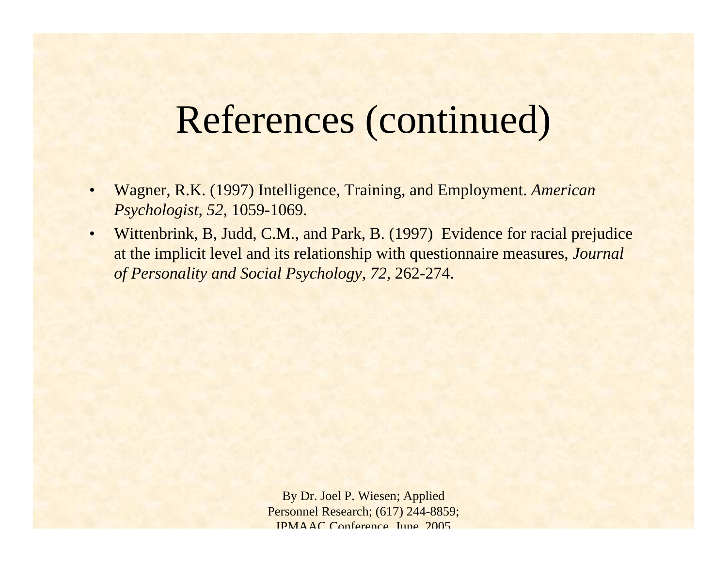# References (continued)

- Wagner, R.K. (1997) Intelligence, Training, and Employment. *American Psychologist*, *52*, 1059-1069.
- Wittenbrink, B, Judd, C.M., and Park, B. (1997) Evidence for racial prejudice at the implicit level and its relationship with questionnaire measures, *Journal of Personality and Social Psychology, 72*, 262-274.